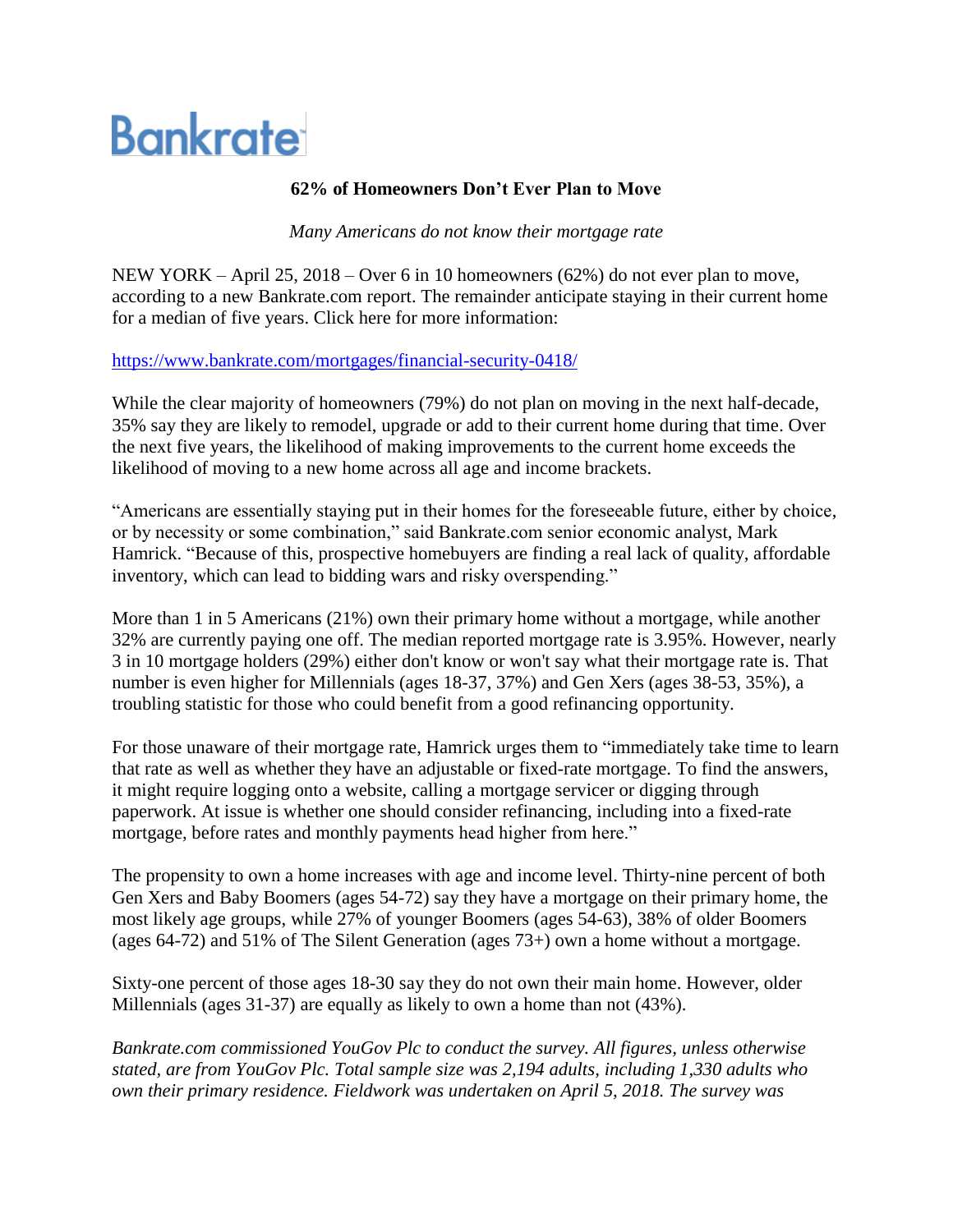Bankrate

**62% of Homeowners Don't Ever Plan to Move**

*Many Americans do not know their mortgage rate*

NEW YORK – April 25, 2018 – Over 6 in 10 homeowners (62%) do not ever plan to move, according to a new Bankrate.com report. The remainder anticipate staying in their current home for a median of five years. Click here for more information:

https://www.bankrate.com/mortgages/financial-security-0418/

While the clear majority of homeowners (79%) do not plan on moving in the next half-decade, 35% say they are likely to remodel, upgrade or add to their current home during that time. Over the next five years, the likelihood of making improvements to the current home exceeds the likelihood of moving to a new home across all age and income brackets.

"Americans are essentially staying put in their homes for the foreseeable future, either by choice, or by necessity or some combination," said Bankrate.com senior economic analyst, Mark Hamrick. "Because of this, prospective homebuyers are finding a real lack of quality, affordable inventory, which can lead to bidding wars and risky overspending."

More than 1 in 5 Americans (21%) own their primary home without a mortgage, while another 32% are currently paying one off. The median reported mortgage rate is 3.95%. However, nearly 3 in 10 mortgage holders (29%) either don't know or won't say what their mortgage rate is. That number is even higher for Millennials (ages 18-37, 37%) and Gen Xers (ages 38-53, 35%), a troubling statistic for those who could benefit from a good refinancing opportunity.

For those unaware of their mortgage rate, Hamrick urges them to "immediately take time to learn that rate as well as whether they have an adjustable or fixed-rate mortgage. To find the answers, it might require logging onto a website, calling a mortgage servicer or digging through paperwork. At issue is whether one should consider refinancing, including into a fixed-rate mortgage, before rates and monthly payments head higher from here."

The propensity to own a home increases with age and income level. Thirty-nine percent of both Gen Xers and Baby Boomers (ages 54-72) say they have a mortgage on their primary home, the most likely age groups, while 27% of younger Boomers (ages 54-63), 38% of older Boomers (ages 64-72) and 51% of The Silent Generation (ages 73+) own a home without a mortgage.

Sixty-one percent of those ages 18-30 say they do not own their main home. However, older Millennials (ages 31-37) are equally as likely to own a home than not (43%).

*Bankrate.com commissioned YouGov Plc to conduct the survey. All figures, unless otherwise stated, are from YouGov Plc. Total sample size was 2,194 adults, including 1,330 adults who own their primary residence. Fieldwork was undertaken on April 5, 2018. The survey was*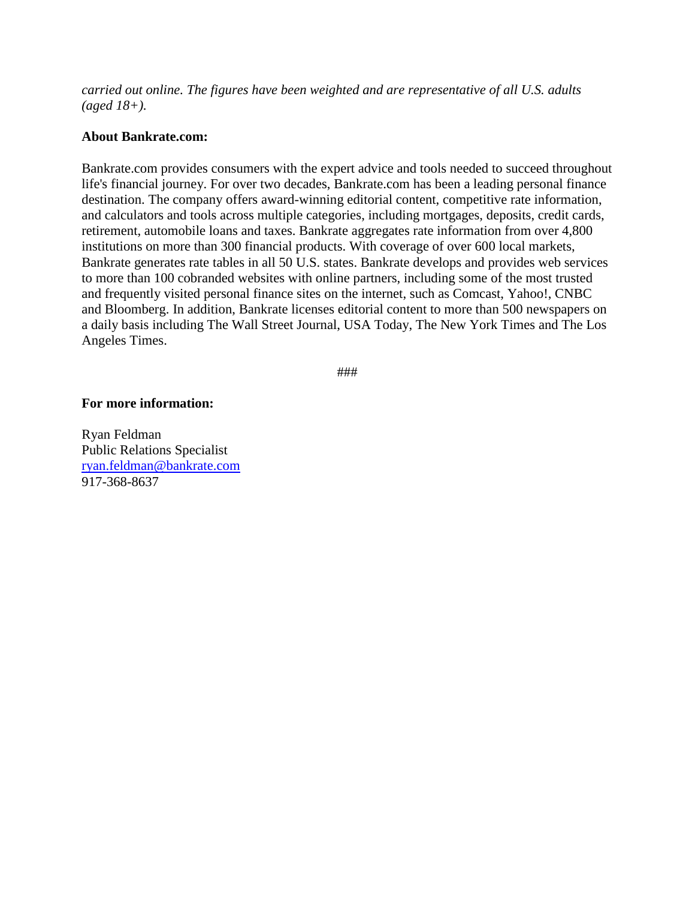*carried out online. The figures have been weighted and are representative of all U.S. adults (aged 18+).*

**About Bankrate.com:**

Bankrate.com provides consumers with the expert advice and tools needed to succeed throughout life's financial journey. For over two decades, Bankrate.com has been a leading personal finance destination. The company offers award-winning editorial content, competitive rate information, and calculators and tools across multiple categories, including mortgages, deposits, credit cards, retirement, automobile loans and taxes. Bankrate aggregates rate information from over 4,800 institutions on more than 300 financial products. With coverage of over 600 local markets, Bankrate generates rate tables in all 50 U.S. states. Bankrate develops and provides web services to more than 100 cobranded websites with online partners, including some of the most trusted and frequently visited personal finance sites on the internet, such as Comcast, Yahoo!, CNBC and Bloomberg. In addition, Bankrate licenses editorial content to more than 500 newspapers on a daily basis including The Wall Street Journal, USA Today, The New York Times and The Los Angeles Times.

###

**For more information:**

Ryan Feldman
Public Relations Specialist
ryan.feldman@bankrate.com
917-368-8637